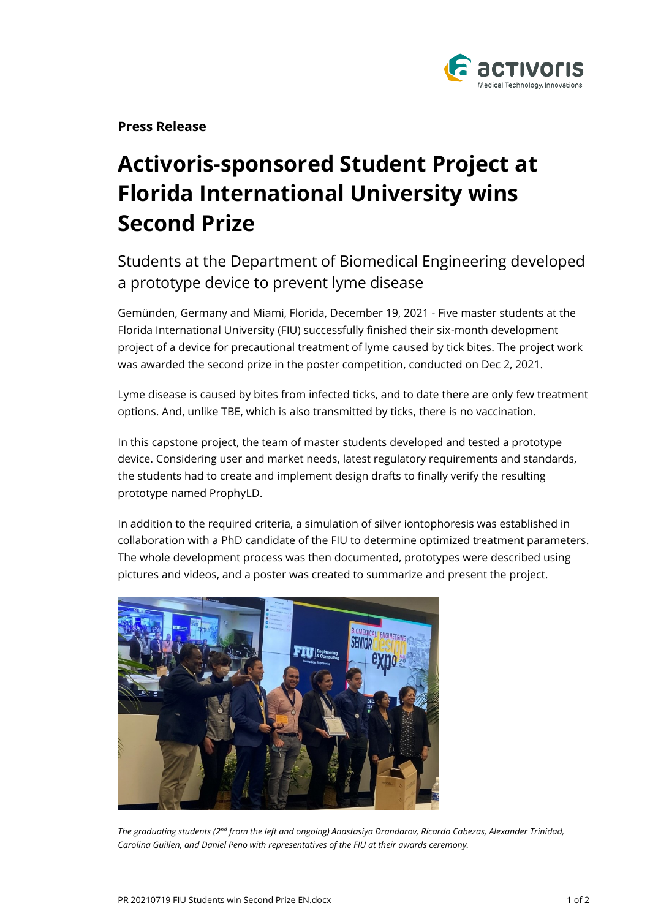**Press Release**

# Activoris-sponsored Student Project at Florida International University wins Second Prize

## Students at the Department of Biomedical Engineering developed a prototype device to prevent lyme disease

Gemünden, Germany and Miami, Florida, December 19, 2021 - Five master students at the Florida International University (FIU) successfully finished their six-month development project of a device for precautional treatment of lyme caused by tick bites. The project work was awarded the second prize in the poster competition, conducted on Dec 2, 2021.

Lyme disease is caused by bites from infected ticks, and to date there are only few treatment options. And, unlike TBE, which is also transmitted by ticks, there is no vaccination.

In this capstone project, the team of master students developed and tested a prototype device. Considering user and market needs, latest regulatory requirements and standards, the students had to create and implement design drafts to finally verify the resulting prototype named ProphyLD.

In addition to the required criteria, a simulation of silver iontophoresis was established in collaboration with a PhD candidate of the FIU to determine optimized treatment parameters. The whole development process was then documented, prototypes were described using pictures and videos, and a poster was created to summarize and present the project.

*The graduating students (2nd from the left and ongoing) Anastasiya Drandarov, Ricardo Cabezas, Alexander Trinidad, Carolina Guillen, and Daniel Peno with representatives of the FIU at their awards ceremony.*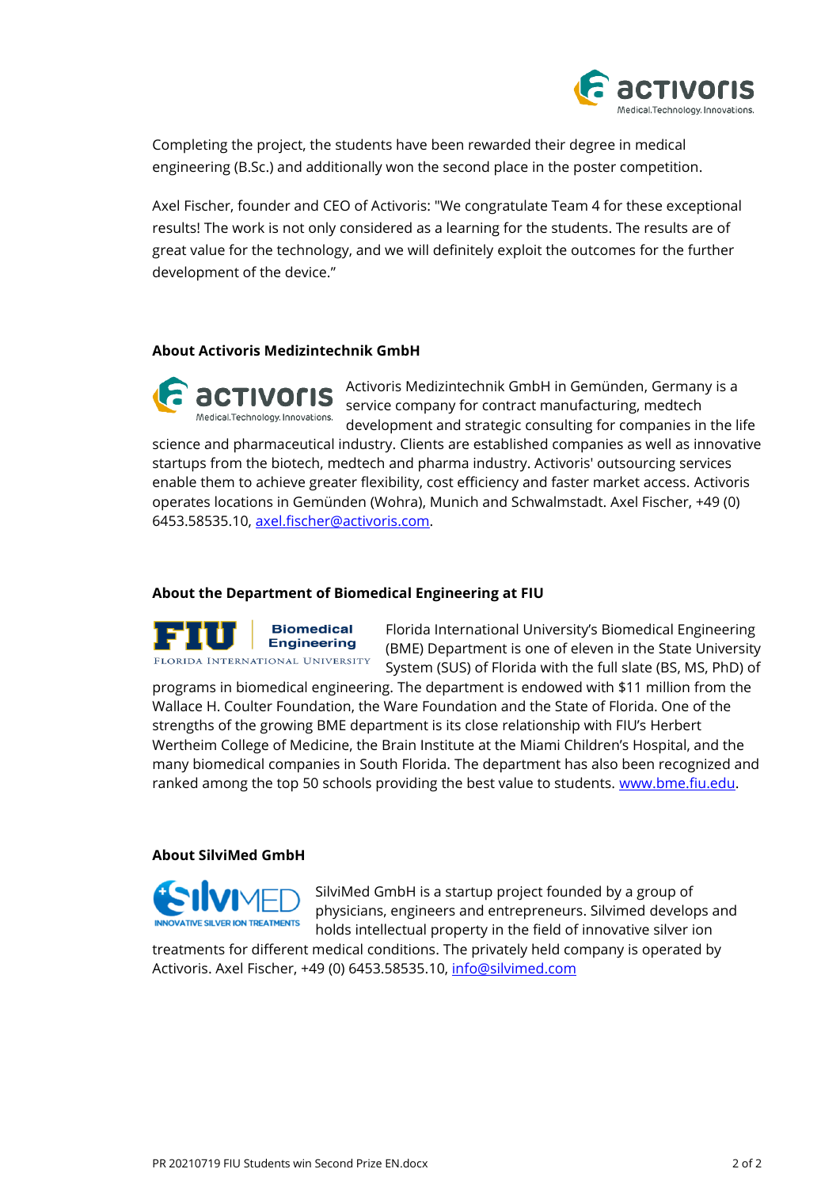Completing the project, the students have been rewarded their degree in medical engineering (B.Sc.) and additionally won the second place in the poster competition.

Axel Fischer, founder and CEO of Activoris: "We congratulate Team 4 for these exceptional results! The work is not only considered as a learning for the students. The results are of great value for the technology, and we will definitely exploit the outcomes for the further development of the device."

**About Activoris Medizintechnik GmbH**

Activoris Medizintechnik GmbH in Gemünden, Germany is a service company for contract manufacturing, medtech development and strategic consulting for companies in the life science and pharmaceutical industry. Clients are established companies as well as innovative startups from the biotech, medtech and pharma industry. Activoris' outsourcing services enable them to achieve greater flexibility, cost efficiency and faster market access. Activoris operates locations in Gemünden (Wohra), Munich and Schwalmstadt. Axel Fischer, +49 (0) 6453.58535.10, axel.fischer@activoris.com.

**About the Department of Biomedical Engineering at FIU**

Florida International University's Biomedical Engineering (BME) Department is one of eleven in the State University System (SUS) of Florida with the full slate (BS, MS, PhD) of programs in biomedical engineering. The department is endowed with $11 million from the Wallace H. Coulter Foundation, the Ware Foundation and the State of Florida. One of the strengths of the growing BME department is its close relationship with FIU's Herbert Wertheim College of Medicine, the Brain Institute at the Miami Children's Hospital, and the many biomedical companies in South Florida. The department has also been recognized and ranked among the top 50 schools providing the best value to students. www.bme.fiu.edu.

**About SilviMed GmbH**

SilviMed GmbH is a startup project founded by a group of physicians, engineers and entrepreneurs. Silvimed develops and holds intellectual property in the field of innovative silver ion treatments for different medical conditions. The privately held company is operated by Activoris. Axel Fischer, +49 (0) 6453.58535.10, info@silvimed.com